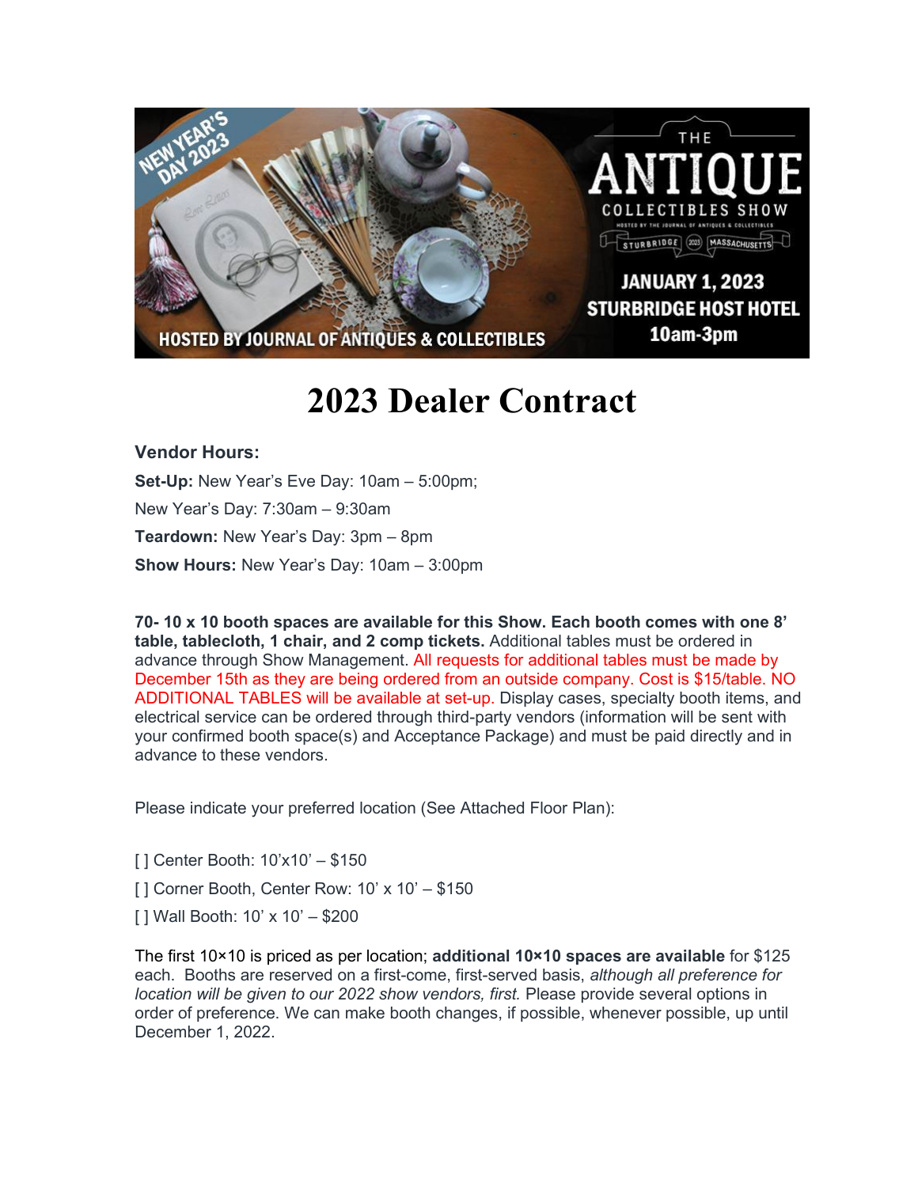NEW YEAR'S DAY 2023

HOSTED BY JOURNAL OF ANTIQUES & COLLECTIBLES

THE ANTIQUE COLLECTIBLES SHOW

HOSTED BY THE JOURNAL OF ANTIQUES & COLLECTIBLES

STURBRIDGE 2023 MASSACHUSETTS

JANUARY 1, 2023
STURBRIDGE HOST HOTEL
10am-3pm

# 2023 Dealer Contract

### Vendor Hours:

**Set-Up:** New Year's Eve Day: 10am – 5:00pm;

New Year's Day: 7:30am – 9:30am

**Teardown:** New Year's Day: 3pm – 8pm

**Show Hours:** New Year's Day: 10am – 3:00pm

**70- 10 x 10 booth spaces are available for this Show. Each booth comes with one 8' table, tablecloth, 1 chair, and 2 comp tickets.** Additional tables must be ordered in advance through Show Management. All requests for additional tables must be made by December 15th as they are being ordered from an outside company. Cost is $15/table. NO ADDITIONAL TABLES will be available at set-up. Display cases, specialty booth items, and electrical service can be ordered through third-party vendors (information will be sent with your confirmed booth space(s) and Acceptance Package) and must be paid directly and in advance to these vendors.

Please indicate your preferred location (See Attached Floor Plan):

[ ] Center Booth: 10'x10' – $150

[ ] Corner Booth, Center Row: 10' x 10' – $150

[ ] Wall Booth: 10' x 10' – $200

The first 10×10 is priced as per location; **additional 10×10 spaces are available** for $125 each. Booths are reserved on a first-come, first-served basis, *although all preference for location will be given to our 2022 show vendors, first.* Please provide several options in order of preference. We can make booth changes, if possible, whenever possible, up until December 1, 2022.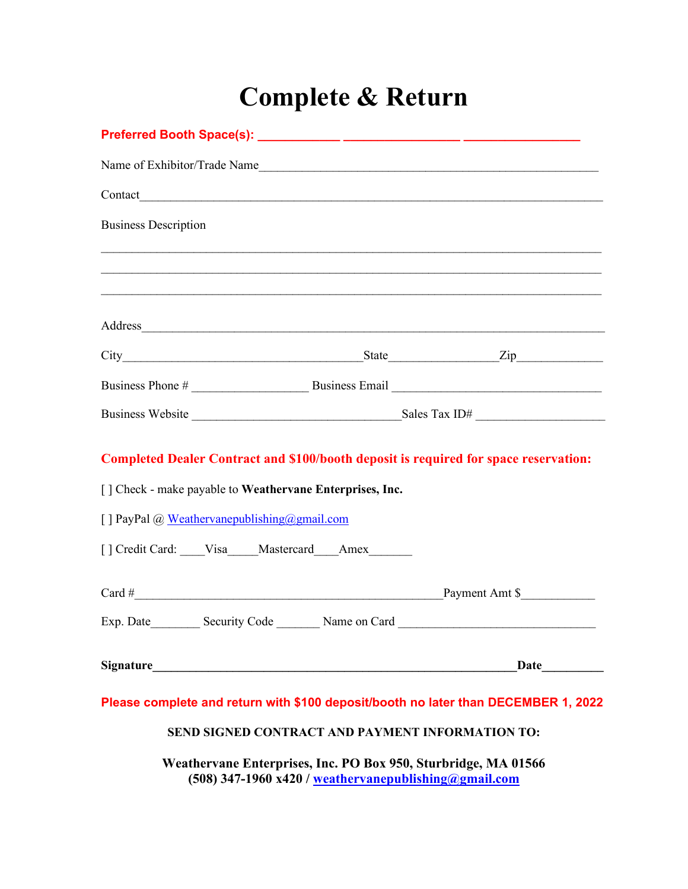# Complete & Return

**Preferred Booth Space(s): ____________ ________________ ________________**

Name of Exhibitor/Trade Name_______________________________________________________

Contact_____________________________________________________________________

Business Description

_____________________________________________________________________________

_____________________________________________________________________________

_____________________________________________________________________________

Address_____________________________________________________________________

City_____________________________________State________________Zip_____________

Business Phone # __________________ Business Email ________________________________

Business Website ________________________________Sales Tax ID# ___________________

**Completed Dealer Contract and $100/booth deposit is required for space reservation:**

[ ] Check - make payable to **Weathervane Enterprises, Inc.**

[ ] PayPal @ Weathervanepublishing@gmail.com

[ ] Credit Card: ____Visa_____Mastercard____Amex_______

Card #_______________________________________________Payment Amt $___________

Exp. Date________ Security Code _______ Name on Card ______________________________

**Signature________________________________________________________Date_________**

**Please complete and return with $100 deposit/booth no later than DECEMBER 1, 2022**

**SEND SIGNED CONTRACT AND PAYMENT INFORMATION TO:**

**Weathervane Enterprises, Inc. PO Box 950, Sturbridge, MA 01566**
**(508) 347-1960 x420 / weathervanepublishing@gmail.com**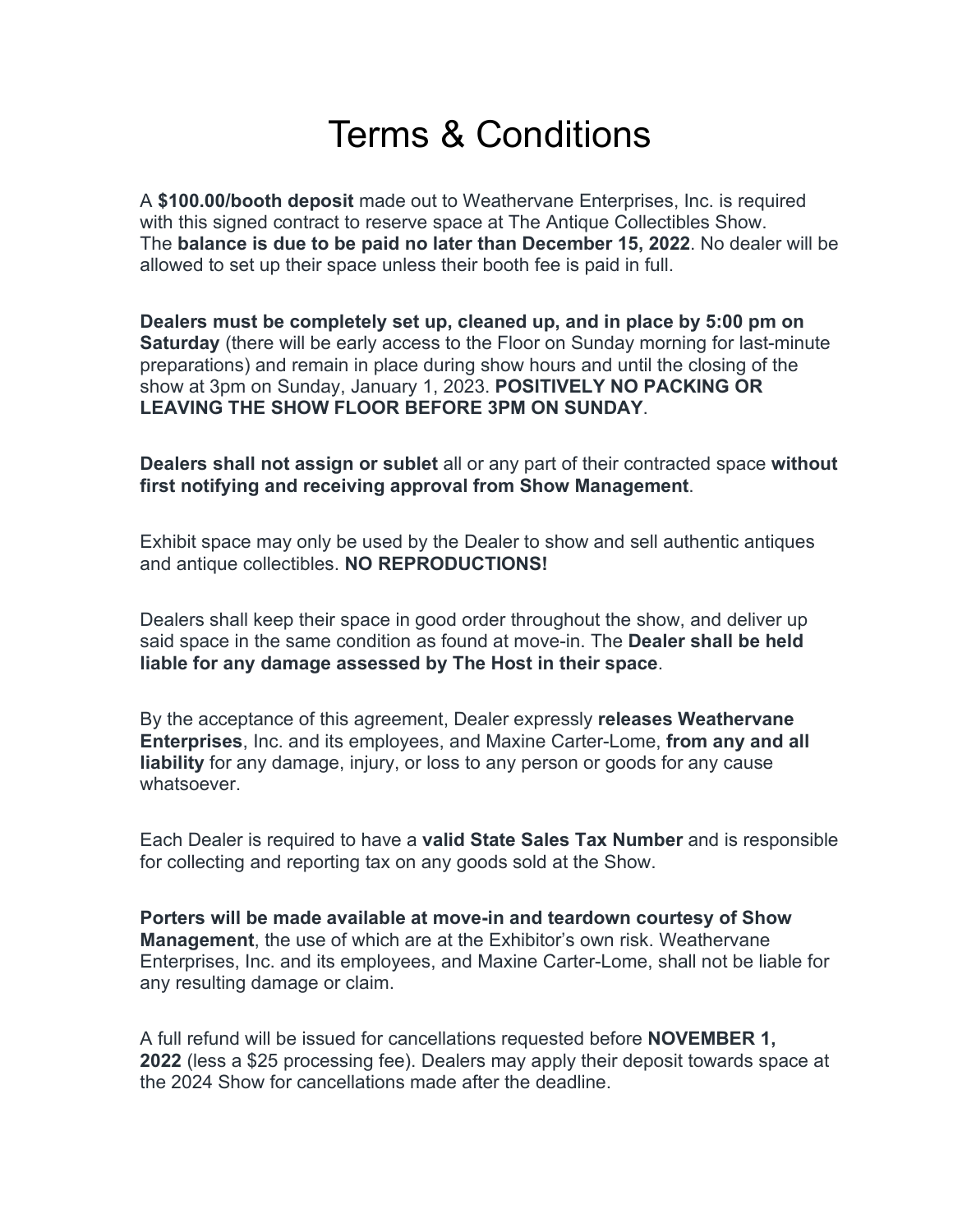# Terms & Conditions

A **$100.00/booth deposit** made out to Weathervane Enterprises, Inc. is required with this signed contract to reserve space at The Antique Collectibles Show. The **balance is due to be paid no later than December 15, 2022**. No dealer will be allowed to set up their space unless their booth fee is paid in full.

**Dealers must be completely set up, cleaned up, and in place by 5:00 pm on Saturday** (there will be early access to the Floor on Sunday morning for last-minute preparations) and remain in place during show hours and until the closing of the show at 3pm on Sunday, January 1, 2023. **POSITIVELY NO PACKING OR LEAVING THE SHOW FLOOR BEFORE 3PM ON SUNDAY**.

**Dealers shall not assign or sublet** all or any part of their contracted space **without first notifying and receiving approval from Show Management**.

Exhibit space may only be used by the Dealer to show and sell authentic antiques and antique collectibles. **NO REPRODUCTIONS!**

Dealers shall keep their space in good order throughout the show, and deliver up said space in the same condition as found at move-in. The **Dealer shall be held liable for any damage assessed by The Host in their space**.

By the acceptance of this agreement, Dealer expressly **releases Weathervane Enterprises**, Inc. and its employees, and Maxine Carter-Lome, **from any and all liability** for any damage, injury, or loss to any person or goods for any cause whatsoever.

Each Dealer is required to have a **valid State Sales Tax Number** and is responsible for collecting and reporting tax on any goods sold at the Show.

**Porters will be made available at move-in and teardown courtesy of Show Management**, the use of which are at the Exhibitor's own risk. Weathervane Enterprises, Inc. and its employees, and Maxine Carter-Lome, shall not be liable for any resulting damage or claim.

A full refund will be issued for cancellations requested before **NOVEMBER 1, 2022** (less a $25 processing fee). Dealers may apply their deposit towards space at the 2024 Show for cancellations made after the deadline.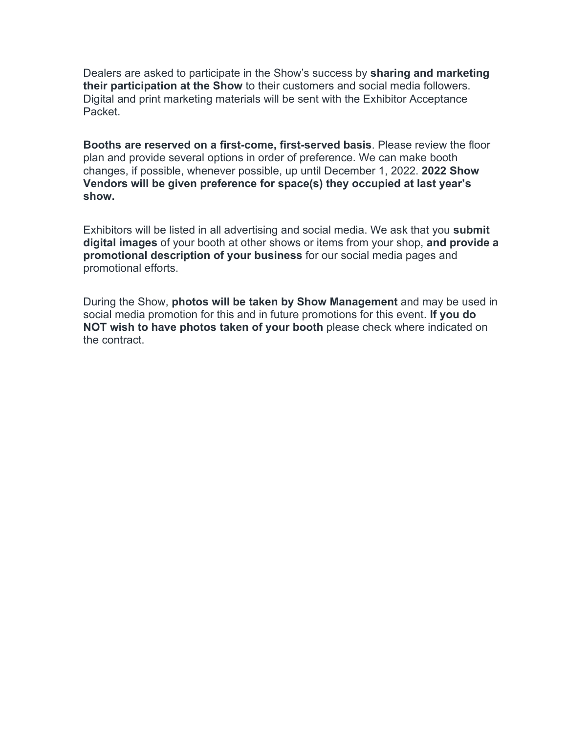Dealers are asked to participate in the Show's success by **sharing and marketing their participation at the Show** to their customers and social media followers. Digital and print marketing materials will be sent with the Exhibitor Acceptance Packet.

**Booths are reserved on a first-come, first-served basis**. Please review the floor plan and provide several options in order of preference. We can make booth changes, if possible, whenever possible, up until December 1, 2022. **2022 Show Vendors will be given preference for space(s) they occupied at last year's show.**

Exhibitors will be listed in all advertising and social media. We ask that you **submit digital images** of your booth at other shows or items from your shop, **and provide a promotional description of your business** for our social media pages and promotional efforts.

During the Show, **photos will be taken by Show Management** and may be used in social media promotion for this and in future promotions for this event. **If you do NOT wish to have photos taken of your booth** please check where indicated on the contract.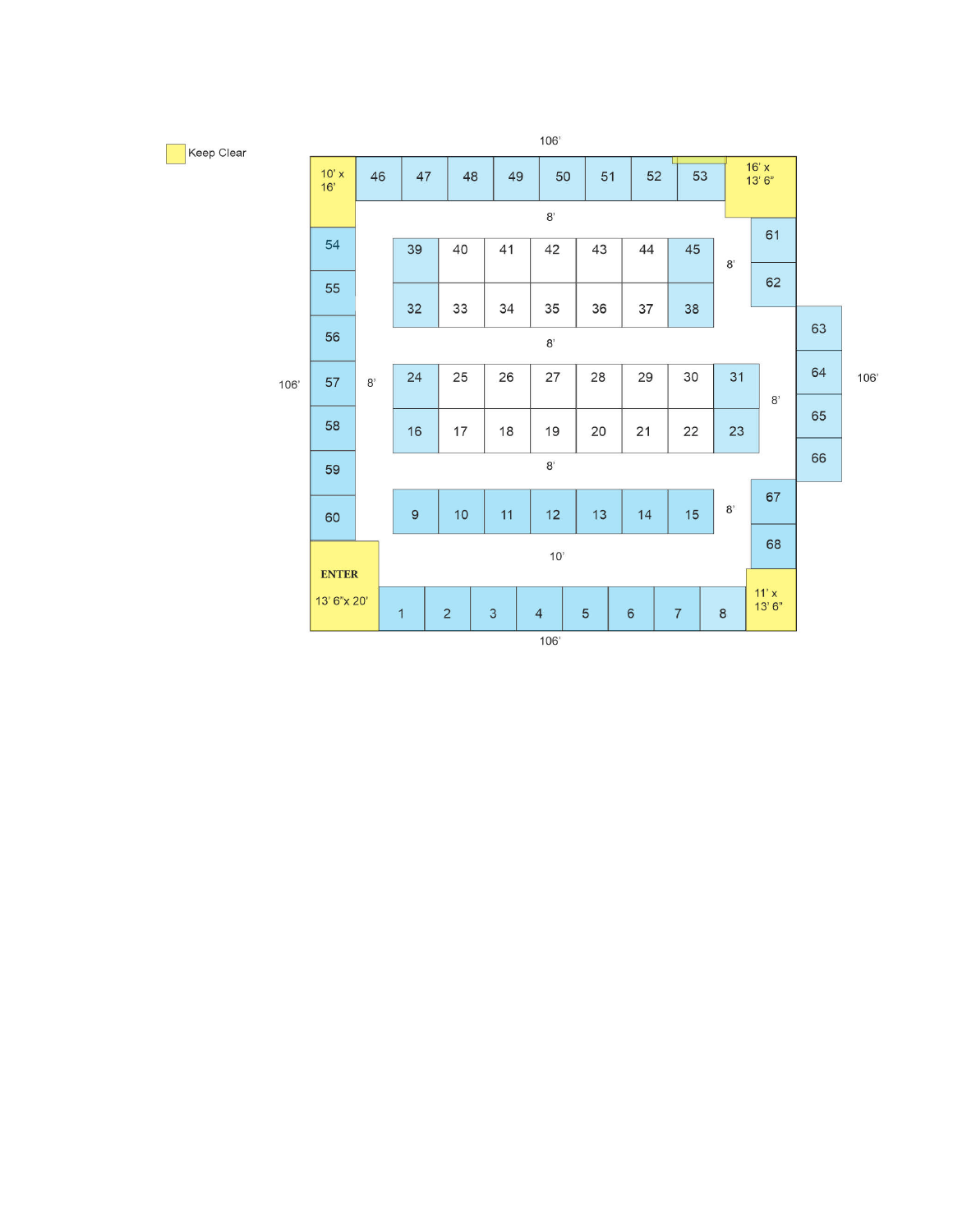Keep Clear

106'

10' x 16'

46 47 48 49 50 51 52 53

16' x 13' 6"

8'

54 55 56 57 58 59 60

39 40 41 42 43 44 45

32 33 34 35 36 37 38

61 62

8'

63 64 65 66

106'

8'

8'

24 25 26 27 28 29 30 31

16 17 18 19 20 21 22 23

8'

8'

9 10 11 12 13 14 15

8'

67 68

10'

ENTER

13' 6"x 20'

1 2 3 4 5 6 7 8

11' x 13' 6"

106'

106'